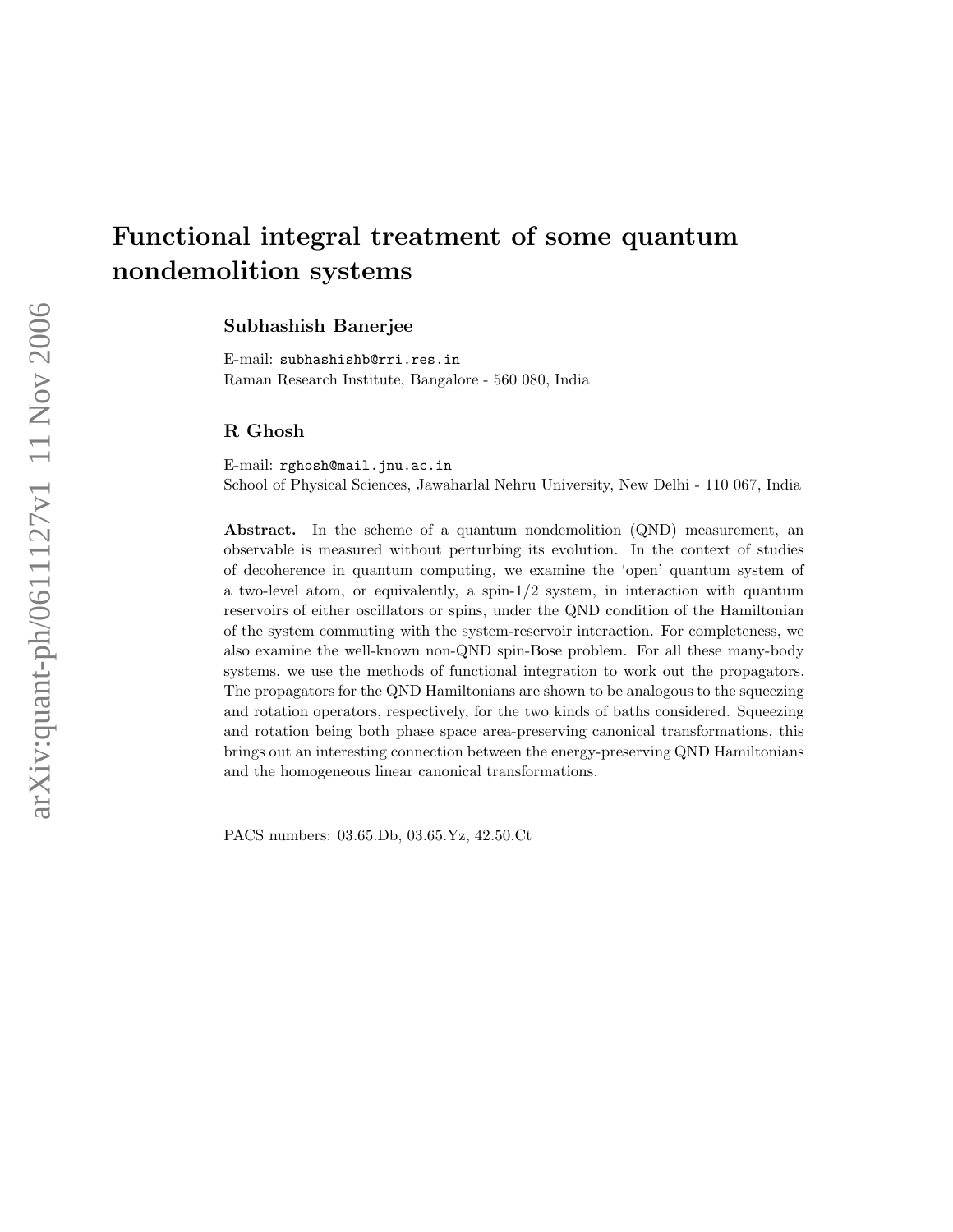# Functional integral treatment of some quantum nondemolition systems

**Subhashish Banerjee**

E-mail: subhashishb@rri.res.in
Raman Research Institute, Bangalore - 560 080, India

**R Ghosh**

E-mail: rghosh@mail.jnu.ac.in
School of Physical Sciences, Jawaharlal Nehru University, New Delhi - 110 067, India

**Abstract.** In the scheme of a quantum nondemolition (QND) measurement, an observable is measured without perturbing its evolution. In the context of studies of decoherence in quantum computing, we examine the 'open' quantum system of a two-level atom, or equivalently, a spin-1/2 system, in interaction with quantum reservoirs of either oscillators or spins, under the QND condition of the Hamiltonian of the system commuting with the system-reservoir interaction. For completeness, we also examine the well-known non-QND spin-Bose problem. For all these many-body systems, we use the methods of functional integration to work out the propagators. The propagators for the QND Hamiltonians are shown to be analogous to the squeezing and rotation operators, respectively, for the two kinds of baths considered. Squeezing and rotation being both phase space area-preserving canonical transformations, this brings out an interesting connection between the energy-preserving QND Hamiltonians and the homogeneous linear canonical transformations.

PACS numbers: 03.65.Db, 03.65.Yz, 42.50.Ct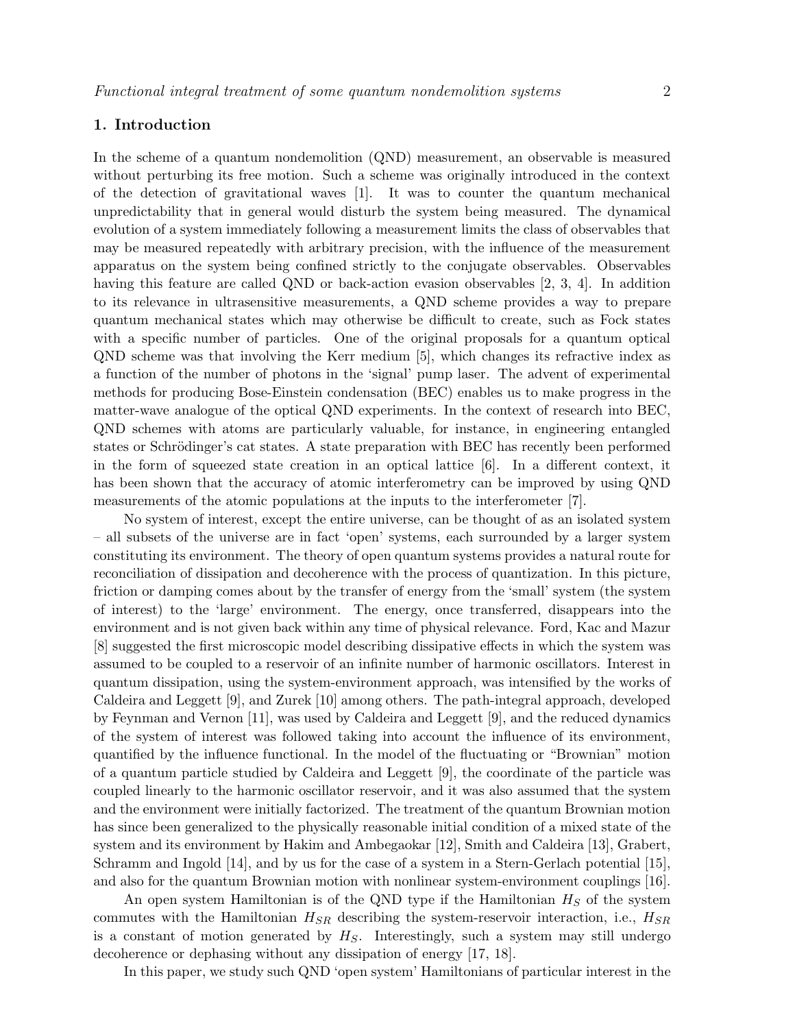## 1. Introduction

In the scheme of a quantum nondemolition (QND) measurement, an observable is measured without perturbing its free motion. Such a scheme was originally introduced in the context of the detection of gravitational waves [1]. It was to counter the quantum mechanical unpredictability that in general would disturb the system being measured. The dynamical evolution of a system immediately following a measurement limits the class of observables that may be measured repeatedly with arbitrary precision, with the influence of the measurement apparatus on the system being confined strictly to the conjugate observables. Observables having this feature are called QND or back-action evasion observables [2, 3, 4]. In addition to its relevance in ultrasensitive measurements, a QND scheme provides a way to prepare quantum mechanical states which may otherwise be difficult to create, such as Fock states with a specific number of particles. One of the original proposals for a quantum optical QND scheme was that involving the Kerr medium [5], which changes its refractive index as a function of the number of photons in the 'signal' pump laser. The advent of experimental methods for producing Bose-Einstein condensation (BEC) enables us to make progress in the matter-wave analogue of the optical QND experiments. In the context of research into BEC, QND schemes with atoms are particularly valuable, for instance, in engineering entangled states or Schrödinger's cat states. A state preparation with BEC has recently been performed in the form of squeezed state creation in an optical lattice [6]. In a different context, it has been shown that the accuracy of atomic interferometry can be improved by using QND measurements of the atomic populations at the inputs to the interferometer [7].

No system of interest, except the entire universe, can be thought of as an isolated system – all subsets of the universe are in fact 'open' systems, each surrounded by a larger system constituting its environment. The theory of open quantum systems provides a natural route for reconciliation of dissipation and decoherence with the process of quantization. In this picture, friction or damping comes about by the transfer of energy from the 'small' system (the system of interest) to the 'large' environment. The energy, once transferred, disappears into the environment and is not given back within any time of physical relevance. Ford, Kac and Mazur [8] suggested the first microscopic model describing dissipative effects in which the system was assumed to be coupled to a reservoir of an infinite number of harmonic oscillators. Interest in quantum dissipation, using the system-environment approach, was intensified by the works of Caldeira and Leggett [9], and Zurek [10] among others. The path-integral approach, developed by Feynman and Vernon [11], was used by Caldeira and Leggett [9], and the reduced dynamics of the system of interest was followed taking into account the influence of its environment, quantified by the influence functional. In the model of the fluctuating or "Brownian" motion of a quantum particle studied by Caldeira and Leggett [9], the coordinate of the particle was coupled linearly to the harmonic oscillator reservoir, and it was also assumed that the system and the environment were initially factorized. The treatment of the quantum Brownian motion has since been generalized to the physically reasonable initial condition of a mixed state of the system and its environment by Hakim and Ambegaokar [12], Smith and Caldeira [13], Grabert, Schramm and Ingold [14], and by us for the case of a system in a Stern-Gerlach potential [15], and also for the quantum Brownian motion with nonlinear system-environment couplings [16].

An open system Hamiltonian is of the QND type if the Hamiltonian $H_S$ of the system commutes with the Hamiltonian $H_{SR}$ describing the system-reservoir interaction, i.e., $H_{SR}$ is a constant of motion generated by $H_S$. Interestingly, such a system may still undergo decoherence or dephasing without any dissipation of energy [17, 18].

In this paper, we study such QND 'open system' Hamiltonians of particular interest in the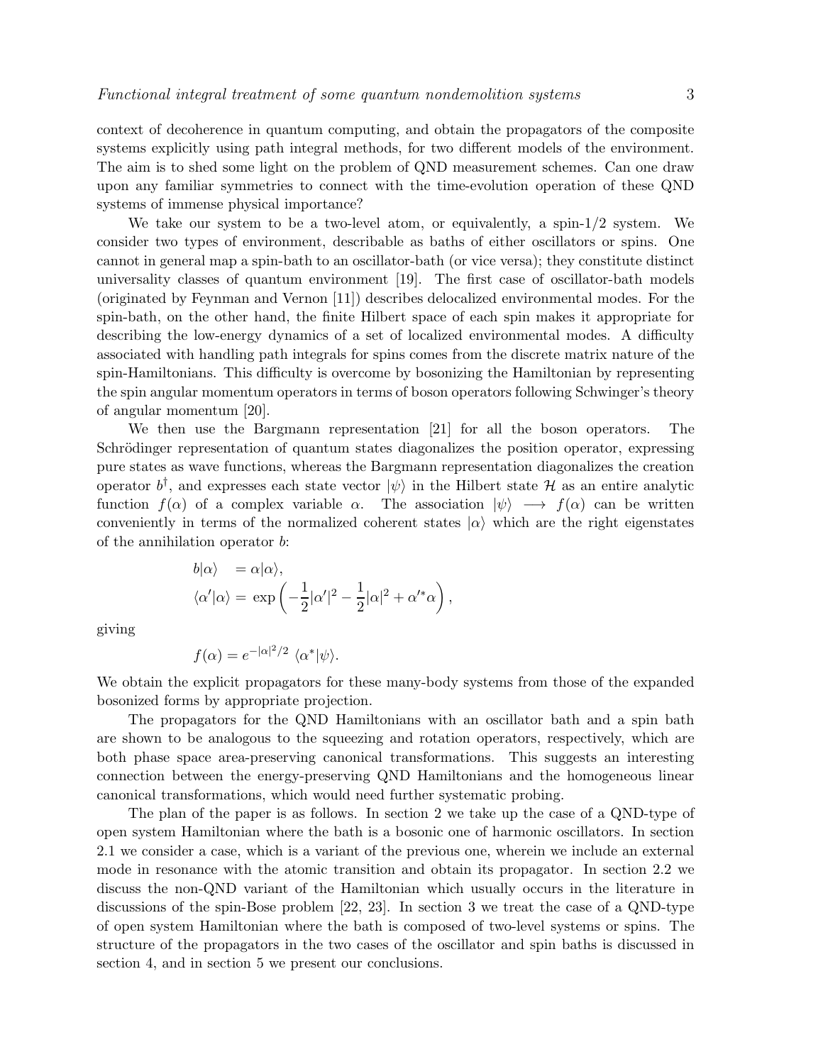context of decoherence in quantum computing, and obtain the propagators of the composite systems explicitly using path integral methods, for two different models of the environment. The aim is to shed some light on the problem of QND measurement schemes. Can one draw upon any familiar symmetries to connect with the time-evolution operation of these QND systems of immense physical importance?

We take our system to be a two-level atom, or equivalently, a spin-1/2 system. We consider two types of environment, describable as baths of either oscillators or spins. One cannot in general map a spin-bath to an oscillator-bath (or vice versa); they constitute distinct universality classes of quantum environment [19]. The first case of oscillator-bath models (originated by Feynman and Vernon [11]) describes delocalized environmental modes. For the spin-bath, on the other hand, the finite Hilbert space of each spin makes it appropriate for describing the low-energy dynamics of a set of localized environmental modes. A difficulty associated with handling path integrals for spins comes from the discrete matrix nature of the spin-Hamiltonians. This difficulty is overcome by bosonizing the Hamiltonian by representing the spin angular momentum operators in terms of boson operators following Schwinger's theory of angular momentum [20].

We then use the Bargmann representation [21] for all the boson operators. The Schrödinger representation of quantum states diagonalizes the position operator, expressing pure states as wave functions, whereas the Bargmann representation diagonalizes the creation operator $b^\dagger$, and expresses each state vector $|\psi\rangle$ in the Hilbert state $\mathcal{H}$ as an entire analytic function $f(\alpha)$ of a complex variable $\alpha$. The association $|\psi\rangle \longrightarrow f(\alpha)$ can be written conveniently in terms of the normalized coherent states $|\alpha\rangle$ which are the right eigenstates of the annihilation operator $b$:

$$
\begin{aligned}
b|\alpha\rangle &= \alpha|\alpha\rangle, \\
\langle\alpha'|\alpha\rangle &= \exp\left(-\frac{1}{2}|\alpha'|^2 - \frac{1}{2}|\alpha|^2 + \alpha'^*\alpha\right),
\end{aligned}
$$

giving

$$
f(\alpha) = e^{-|\alpha|^2/2}\ \langle\alpha^*|\psi\rangle.
$$

We obtain the explicit propagators for these many-body systems from those of the expanded bosonized forms by appropriate projection.

The propagators for the QND Hamiltonians with an oscillator bath and a spin bath are shown to be analogous to the squeezing and rotation operators, respectively, which are both phase space area-preserving canonical transformations. This suggests an interesting connection between the energy-preserving QND Hamiltonians and the homogeneous linear canonical transformations, which would need further systematic probing.

The plan of the paper is as follows. In section 2 we take up the case of a QND-type of open system Hamiltonian where the bath is a bosonic one of harmonic oscillators. In section 2.1 we consider a case, which is a variant of the previous one, wherein we include an external mode in resonance with the atomic transition and obtain its propagator. In section 2.2 we discuss the non-QND variant of the Hamiltonian which usually occurs in the literature in discussions of the spin-Bose problem [22, 23]. In section 3 we treat the case of a QND-type of open system Hamiltonian where the bath is composed of two-level systems or spins. The structure of the propagators in the two cases of the oscillator and spin baths is discussed in section 4, and in section 5 we present our conclusions.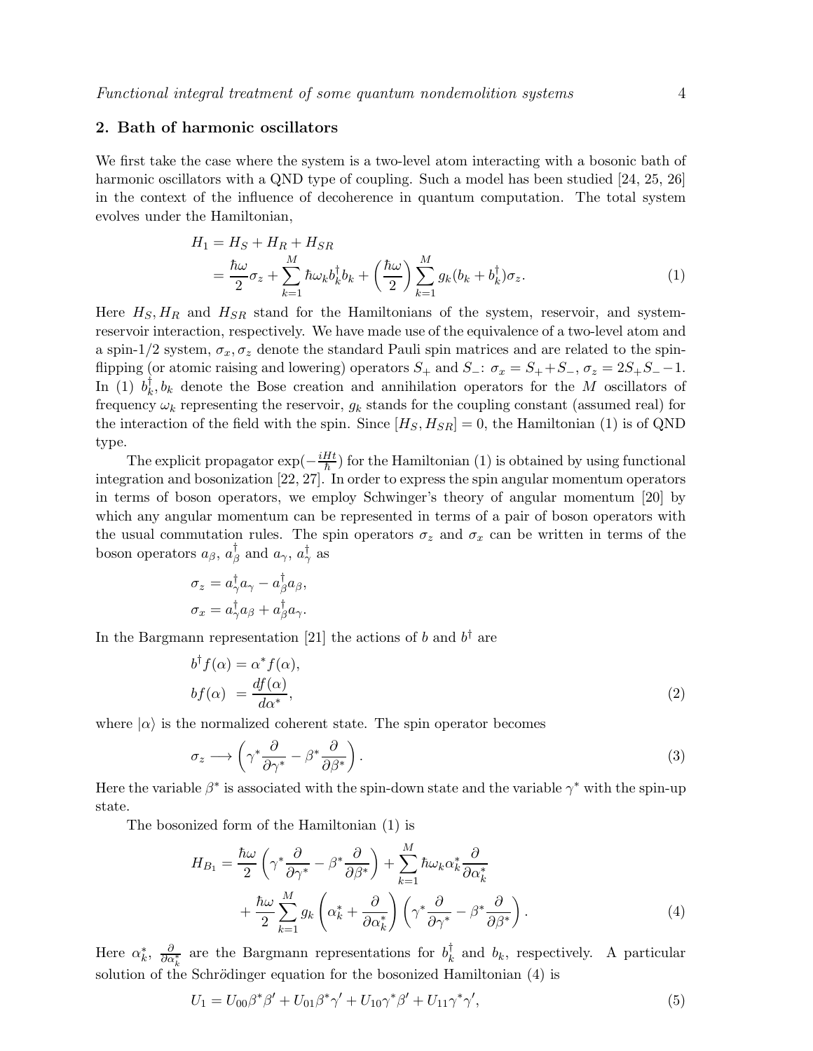## 2. Bath of harmonic oscillators

We first take the case where the system is a two-level atom interacting with a bosonic bath of harmonic oscillators with a QND type of coupling. Such a model has been studied [24, 25, 26] in the context of the influence of decoherence in quantum computation. The total system evolves under the Hamiltonian,

$$
\begin{aligned}
H_1 &= H_S + H_R + H_{SR} \\
&= \frac{\hbar\omega}{2}\sigma_z + \sum_{k=1}^{M} \hbar\omega_k b_k^\dagger b_k + \left(\frac{\hbar\omega}{2}\right)\sum_{k=1}^{M} g_k (b_k + b_k^\dagger)\sigma_z. \qquad (1)
\end{aligned}
$$

Here $H_S, H_R$ and $H_{SR}$ stand for the Hamiltonians of the system, reservoir, and system-reservoir interaction, respectively. We have made use of the equivalence of a two-level atom and a spin-1/2 system, $\sigma_x, \sigma_z$ denote the standard Pauli spin matrices and are related to the spin-flipping (or atomic raising and lowering) operators $S_+$ and $S_-$: $\sigma_x = S_+ + S_-$, $\sigma_z = 2S_+S_- - 1$. In (1) $b_k^\dagger, b_k$ denote the Bose creation and annihilation operators for the $M$ oscillators of frequency $\omega_k$ representing the reservoir, $g_k$ stands for the coupling constant (assumed real) for the interaction of the field with the spin. Since $[H_S, H_{SR}] = 0$, the Hamiltonian (1) is of QND type.

The explicit propagator $\exp(-\frac{iHt}{\hbar})$ for the Hamiltonian (1) is obtained by using functional integration and bosonization [22, 27]. In order to express the spin angular momentum operators in terms of boson operators, we employ Schwinger's theory of angular momentum [20] by which any angular momentum can be represented in terms of a pair of boson operators with the usual commutation rules. The spin operators $\sigma_z$ and $\sigma_x$ can be written in terms of the boson operators $a_\beta$, $a_\beta^\dagger$ and $a_\gamma$, $a_\gamma^\dagger$ as

$$
\begin{aligned}
\sigma_z &= a_\gamma^\dagger a_\gamma - a_\beta^\dagger a_\beta, \\
\sigma_x &= a_\gamma^\dagger a_\beta + a_\beta^\dagger a_\gamma.
\end{aligned}
$$

In the Bargmann representation [21] the actions of $b$ and $b^\dagger$ are

$$
\begin{aligned}
b^\dagger f(\alpha) &= \alpha^* f(\alpha), \\
b f(\alpha) &= \frac{df(\alpha)}{d\alpha^*}, \qquad (2)
\end{aligned}
$$

where $|\alpha\rangle$ is the normalized coherent state. The spin operator becomes

$$
\sigma_z \longrightarrow \left(\gamma^* \frac{\partial}{\partial \gamma^*} - \beta^* \frac{\partial}{\partial \beta^*}\right). \qquad (3)
$$

Here the variable $\beta^*$ is associated with the spin-down state and the variable $\gamma^*$ with the spin-up state.

The bosonized form of the Hamiltonian (1) is

$$
\begin{aligned}
H_{B_1} &= \frac{\hbar\omega}{2}\left(\gamma^* \frac{\partial}{\partial \gamma^*} - \beta^* \frac{\partial}{\partial \beta^*}\right) + \sum_{k=1}^{M} \hbar\omega_k \alpha_k^* \frac{\partial}{\partial \alpha_k^*} \\
&\quad + \frac{\hbar\omega}{2}\sum_{k=1}^{M} g_k \left(\alpha_k^* + \frac{\partial}{\partial \alpha_k^*}\right)\left(\gamma^* \frac{\partial}{\partial \gamma^*} - \beta^* \frac{\partial}{\partial \beta^*}\right). \qquad (4)
\end{aligned}
$$

Here $\alpha_k^*$, $\frac{\partial}{\partial \alpha_k^*}$ are the Bargmann representations for $b_k^\dagger$ and $b_k$, respectively. A particular solution of the Schrödinger equation for the bosonized Hamiltonian (4) is

$$
U_1 = U_{00}\beta^*\beta' + U_{01}\beta^*\gamma' + U_{10}\gamma^*\beta' + U_{11}\gamma^*\gamma', \qquad (5)
$$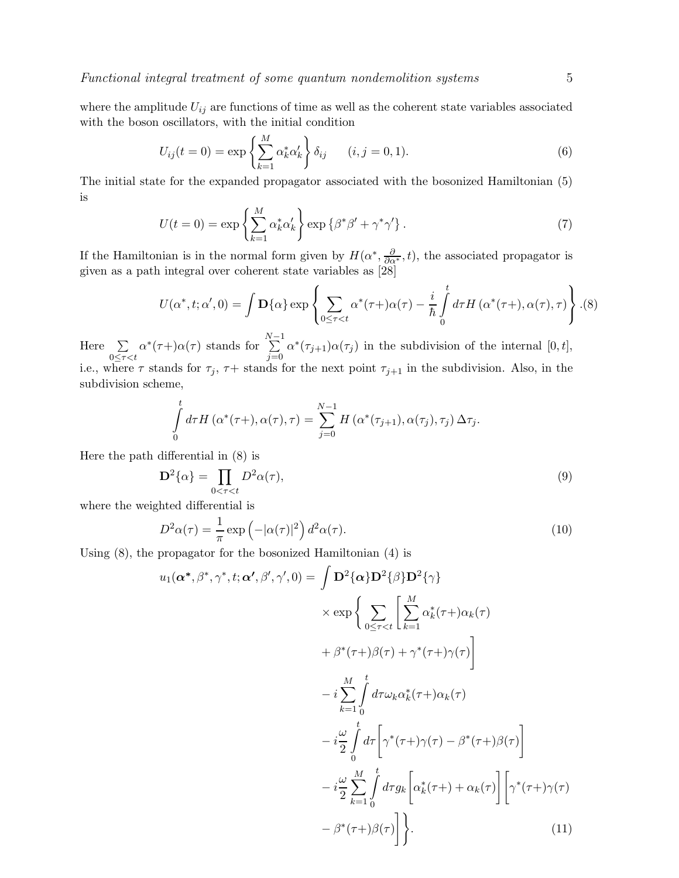where the amplitude $U_{ij}$ are functions of time as well as the coherent state variables associated with the boson oscillators, with the initial condition

$$U_{ij}(t=0) = \exp\left\{ \sum_{k=1}^{M} \alpha_k^* \alpha_k' \right\} \delta_{ij} \qquad (i,j=0,1). \tag{6}$$

The initial state for the expanded propagator associated with the bosonized Hamiltonian (5) is

$$U(t=0) = \exp\left\{ \sum_{k=1}^{M} \alpha_k^* \alpha_k' \right\} \exp\left\{ \beta^* \beta' + \gamma^* \gamma' \right\}. \tag{7}$$

If the Hamiltonian is in the normal form given by $H(\alpha^*, \frac{\partial}{\partial \alpha^*}, t)$, the associated propagator is given as a path integral over coherent state variables as [28]

$$U(\alpha^*, t; \alpha', 0) = \int \mathbf{D}\{\alpha\} \exp\left\{ \sum_{0 \le \tau < t} \alpha^*(\tau+)\alpha(\tau) - \frac{i}{\hbar} \int_0^t d\tau H\left(\alpha^*(\tau+), \alpha(\tau), \tau\right) \right\}. \tag{8}$$

Here $\sum_{0 \le \tau < t} \alpha^*(\tau+)\alpha(\tau)$ stands for $\sum_{j=0}^{N-1} \alpha^*(\tau_{j+1})\alpha(\tau_j)$ in the subdivision of the internal $[0,t]$, i.e., where $\tau$ stands for $\tau_j$, $\tau+$ stands for the next point $\tau_{j+1}$ in the subdivision. Also, in the subdivision scheme,

$$\int_0^t d\tau H\left(\alpha^*(\tau+), \alpha(\tau), \tau\right) = \sum_{j=0}^{N-1} H\left(\alpha^*(\tau_{j+1}), \alpha(\tau_j), \tau_j\right) \Delta\tau_j.$$

Here the path differential in (8) is

$$\mathbf{D}^2\{\alpha\} = \prod_{0 < \tau < t} D^2\alpha(\tau), \tag{9}$$

where the weighted differential is

$$D^2\alpha(\tau) = \frac{1}{\pi} \exp\left(-|\alpha(\tau)|^2\right) d^2\alpha(\tau). \tag{10}$$

Using (8), the propagator for the bosonized Hamiltonian (4) is

$$\begin{aligned}
u_1(\boldsymbol{\alpha^*}, \beta^*, \gamma^*, t; \boldsymbol{\alpha'}, \beta', \gamma', 0) = \int & \mathbf{D}^2\{\boldsymbol{\alpha}\} \mathbf{D}^2\{\beta\} \mathbf{D}^2\{\gamma\} \\
& \times \exp\Bigg\{ \sum_{0 \le \tau < t} \Bigg[ \sum_{k=1}^{M} \alpha_k^*(\tau+)\alpha_k(\tau) \\
& + \beta^*(\tau+)\beta(\tau) + \gamma^*(\tau+)\gamma(\tau) \Bigg] \\
& - i \sum_{k=1}^{M} \int_0^t d\tau \omega_k \alpha_k^*(\tau+)\alpha_k(\tau) \\
& - i\frac{\omega}{2} \int_0^t d\tau \Bigg[ \gamma^*(\tau+)\gamma(\tau) - \beta^*(\tau+)\beta(\tau) \Bigg] \\
& - i\frac{\omega}{2} \sum_{k=1}^{M} \int_0^t d\tau g_k \Bigg[ \alpha_k^*(\tau+) + \alpha_k(\tau) \Bigg] \Bigg[ \gamma^*(\tau+)\gamma(\tau) \\
& - \beta^*(\tau+)\beta(\tau) \Bigg] \Bigg\}.
\end{aligned} \tag{11}$$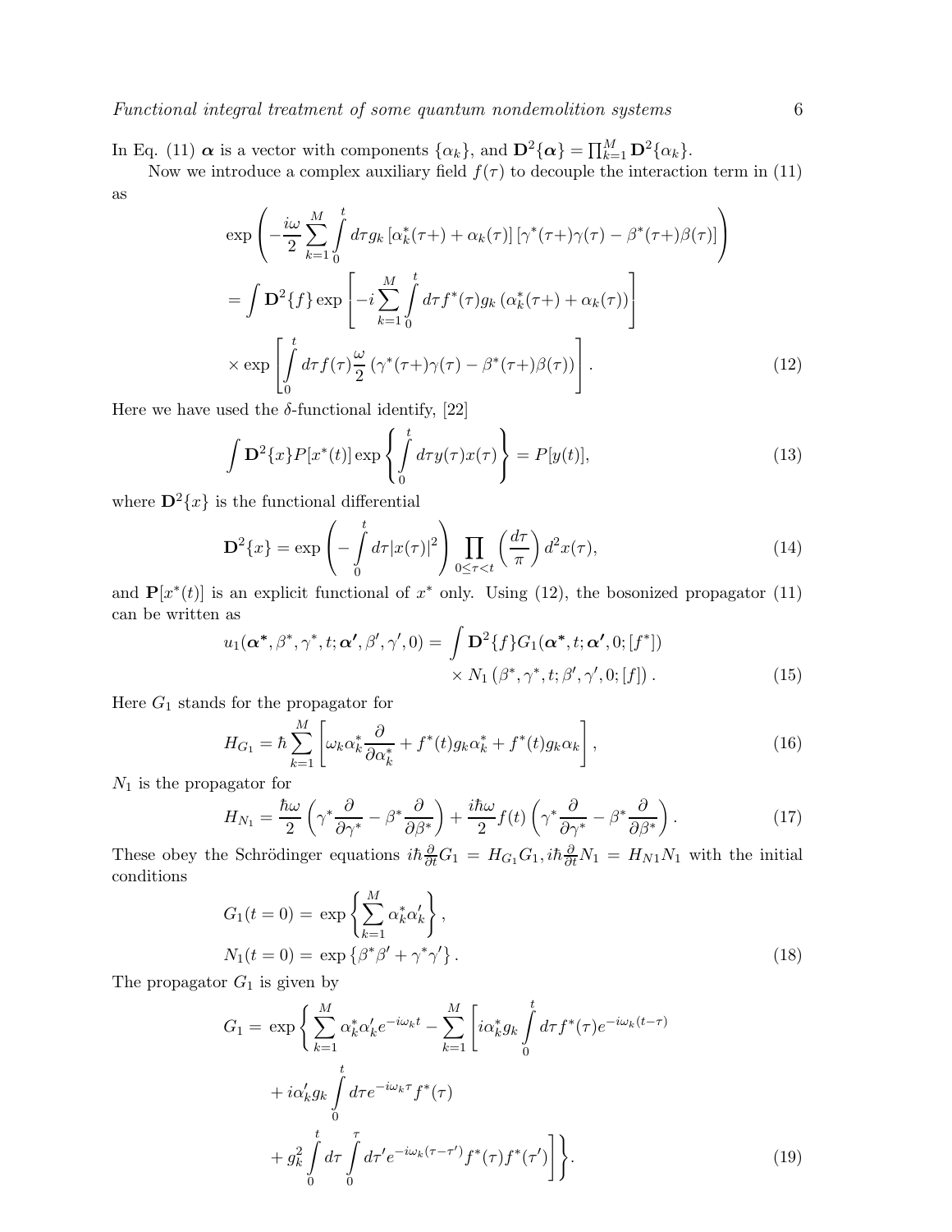In Eq. (11) $\boldsymbol{\alpha}$ is a vector with components $\{\alpha_k\}$, and $\mathbf{D}^2\{\boldsymbol{\alpha}\} = \prod_{k=1}^{M} \mathbf{D}^2\{\alpha_k\}$.

Now we introduce a complex auxiliary field $f(\tau)$ to decouple the interaction term in (11) as

$$
\begin{aligned}
&\exp\left(-\frac{i\omega}{2}\sum_{k=1}^{M}\int_0^t d\tau g_k \left[\alpha_k^*(\tau+) + \alpha_k(\tau)\right]\left[\gamma^*(\tau+)\gamma(\tau) - \beta^*(\tau+)\beta(\tau)\right]\right) \\
&= \int \mathbf{D}^2\{f\} \exp\left[-i\sum_{k=1}^{M}\int_0^t d\tau f^*(\tau) g_k \left(\alpha_k^*(\tau+) + \alpha_k(\tau)\right)\right] \\
&\times \exp\left[\int_0^t d\tau f(\tau)\frac{\omega}{2}\left(\gamma^*(\tau+)\gamma(\tau) - \beta^*(\tau+)\beta(\tau)\right)\right]. \qquad (12)
\end{aligned}
$$

Here we have used the $\delta$-functional identify, [22]

$$
\int \mathbf{D}^2\{x\} P[x^*(t)] \exp\left\{\int_0^t d\tau y(\tau) x(\tau)\right\} = P[y(t)], \qquad (13)
$$

where $\mathbf{D}^2\{x\}$ is the functional differential

$$
\mathbf{D}^2\{x\} = \exp\left(-\int_0^t d\tau |x(\tau)|^2\right) \prod_{0\le\tau<t}\left(\frac{d\tau}{\pi}\right) d^2x(\tau), \qquad (14)
$$

and $\mathbf{P}[x^*(t)]$ is an explicit functional of $x^*$ only. Using (12), the bosonized propagator (11) can be written as

$$
\begin{aligned}
u_1(\boldsymbol{\alpha}^*, \beta^*, \gamma^*, t; \boldsymbol{\alpha}', \beta', \gamma', 0) = &\int \mathbf{D}^2\{f\} G_1(\boldsymbol{\alpha}^*, t; \boldsymbol{\alpha}', 0; [f^*]) \\
&\times N_1\left(\beta^*, \gamma^*, t; \beta', \gamma', 0; [f]\right). \qquad (15)
\end{aligned}
$$

Here $G_1$ stands for the propagator for

$$
H_{G_1} = \hbar \sum_{k=1}^{M}\left[\omega_k \alpha_k^* \frac{\partial}{\partial \alpha_k^*} + f^*(t) g_k \alpha_k^* + f^*(t) g_k \alpha_k\right], \qquad (16)
$$

$N_1$ is the propagator for

$$
H_{N_1} = \frac{\hbar\omega}{2}\left(\gamma^*\frac{\partial}{\partial\gamma^*} - \beta^*\frac{\partial}{\partial\beta^*}\right) + \frac{i\hbar\omega}{2} f(t)\left(\gamma^*\frac{\partial}{\partial\gamma^*} - \beta^*\frac{\partial}{\partial\beta^*}\right). \qquad (17)
$$

These obey the Schrödinger equations $i\hbar\frac{\partial}{\partial t}G_1 = H_{G_1}G_1, i\hbar\frac{\partial}{\partial t}N_1 = H_{N1}N_1$ with the initial conditions

$$
\begin{aligned}
G_1(t=0) &= \exp\left\{\sum_{k=1}^{M}\alpha_k^*\alpha_k'\right\}, \\
N_1(t=0) &= \exp\left\{\beta^*\beta' + \gamma^*\gamma'\right\}. \qquad (18)
\end{aligned}
$$

The propagator $G_1$ is given by

$$
\begin{aligned}
G_1 = \exp\Bigg\{ &\sum_{k=1}^{M}\alpha_k^*\alpha_k' e^{-i\omega_k t} - \sum_{k=1}^{M}\Bigg[i\alpha_k^* g_k \int_0^t d\tau f^*(\tau) e^{-i\omega_k(t-\tau)} \\
&+ i\alpha_k' g_k \int_0^t d\tau e^{-i\omega_k\tau} f^*(\tau) \\
&+ g_k^2 \int_0^t d\tau \int_0^\tau d\tau' e^{-i\omega_k(\tau-\tau')} f^*(\tau) f^*(\tau')\Bigg]\Bigg\}. \qquad (19)
\end{aligned}
$$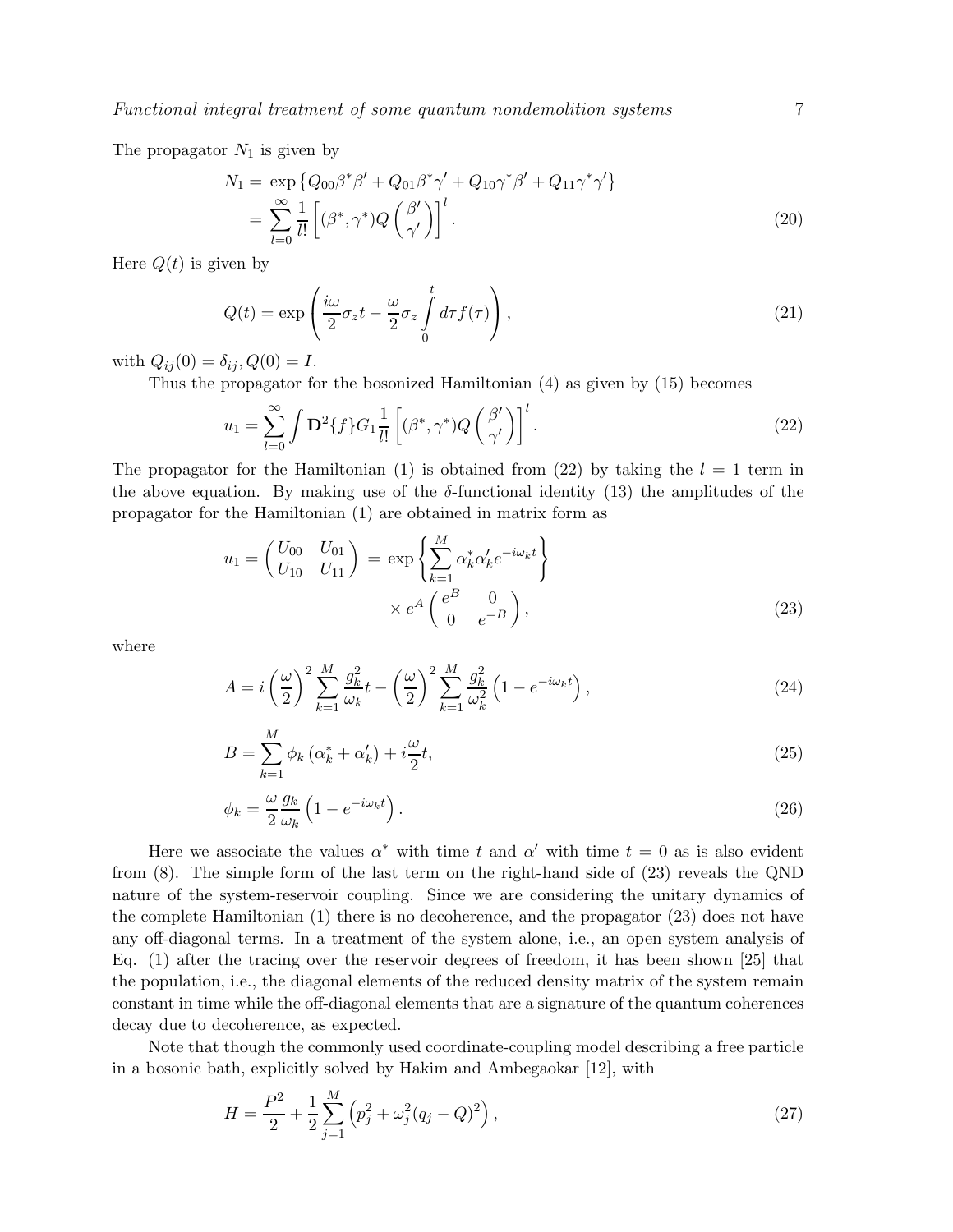The propagator $N_1$ is given by

$$
\begin{aligned}
N_1 = & \exp\left\{Q_{00}\beta^*\beta' + Q_{01}\beta^*\gamma' + Q_{10}\gamma^*\beta' + Q_{11}\gamma^*\gamma'\right\} \\
= & \sum_{l=0}^{\infty} \frac{1}{l!}\left[(\beta^*, \gamma^*)Q\begin{pmatrix}\beta' \\ \gamma'\end{pmatrix}\right]^l .
\end{aligned}
\tag{20}
$$

Here $Q(t)$ is given by

$$
Q(t) = \exp\left(\frac{i\omega}{2}\sigma_z t - \frac{\omega}{2}\sigma_z \int_0^t d\tau f(\tau)\right),
\tag{21}
$$

with $Q_{ij}(0) = \delta_{ij}, Q(0) = I$.

Thus the propagator for the bosonized Hamiltonian (4) as given by (15) becomes

$$
u_1 = \sum_{l=0}^{\infty} \int \mathbf{D}^2\{f\} G_1 \frac{1}{l!}\left[(\beta^*, \gamma^*)Q\begin{pmatrix}\beta' \\ \gamma'\end{pmatrix}\right]^l .
\tag{22}
$$

The propagator for the Hamiltonian (1) is obtained from (22) by taking the $l = 1$ term in the above equation. By making use of the $\delta$-functional identity (13) the amplitudes of the propagator for the Hamiltonian (1) are obtained in matrix form as

$$
\begin{aligned}
u_1 = \begin{pmatrix} U_{00} & U_{01} \\ U_{10} & U_{11}\end{pmatrix} = & \exp\left\{\sum_{k=1}^{M} \alpha_k^* \alpha_k' e^{-i\omega_k t}\right\} \\
& \times e^A \begin{pmatrix} e^B & 0 \\ 0 & e^{-B}\end{pmatrix},
\end{aligned}
\tag{23}
$$

where

$$
A = i\left(\frac{\omega}{2}\right)^2 \sum_{k=1}^{M} \frac{g_k^2}{\omega_k} t - \left(\frac{\omega}{2}\right)^2 \sum_{k=1}^{M} \frac{g_k^2}{\omega_k^2}\left(1 - e^{-i\omega_k t}\right),
\tag{24}
$$

$$
B = \sum_{k=1}^{M} \phi_k \left(\alpha_k^* + \alpha_k'\right) + i\frac{\omega}{2} t,
\tag{25}
$$

$$
\phi_k = \frac{\omega}{2}\frac{g_k}{\omega_k}\left(1 - e^{-i\omega_k t}\right).
\tag{26}
$$

Here we associate the values $\alpha^*$ with time $t$ and $\alpha'$ with time $t = 0$ as is also evident from (8). The simple form of the last term on the right-hand side of (23) reveals the QND nature of the system-reservoir coupling. Since we are considering the unitary dynamics of the complete Hamiltonian (1) there is no decoherence, and the propagator (23) does not have any off-diagonal terms. In a treatment of the system alone, i.e., an open system analysis of Eq. (1) after the tracing over the reservoir degrees of freedom, it has been shown [25] that the population, i.e., the diagonal elements of the reduced density matrix of the system remain constant in time while the off-diagonal elements that are a signature of the quantum coherences decay due to decoherence, as expected.

Note that though the commonly used coordinate-coupling model describing a free particle in a bosonic bath, explicitly solved by Hakim and Ambegaokar [12], with

$$
H = \frac{P^2}{2} + \frac{1}{2}\sum_{j=1}^{M}\left(p_j^2 + \omega_j^2 (q_j - Q)^2\right),
\tag{27}
$$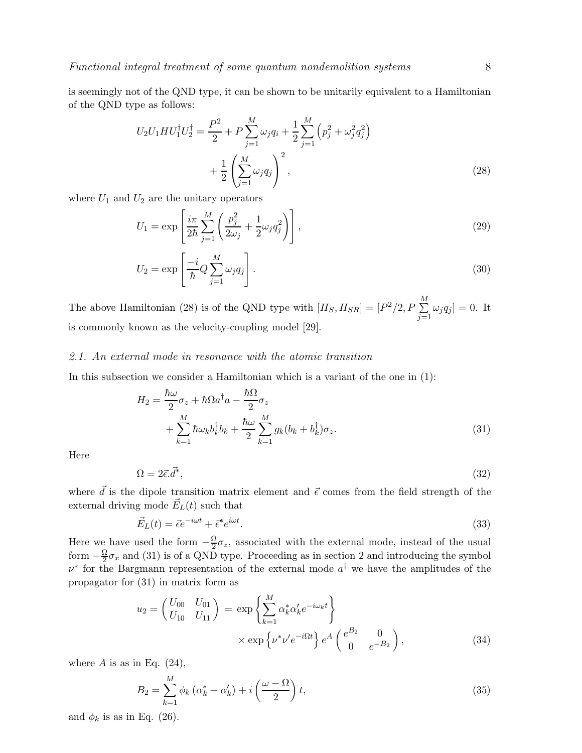is seemingly not of the QND type, it can be shown to be unitarily equivalent to a Hamiltonian of the QND type as follows:

$$
\begin{aligned}
U_2 U_1 H U_1^\dagger U_2^\dagger = \frac{P^2}{2} + P \sum_{j=1}^{M} \omega_j q_i + \frac{1}{2} \sum_{j=1}^{M} \left( p_j^2 + \omega_j^2 q_j^2 \right) \\
+ \frac{1}{2} \left( \sum_{j=1}^{M} \omega_j q_j \right)^2 ,
\end{aligned} \tag{28}
$$

where $U_1$ and $U_2$ are the unitary operators

$$
U_1 = \exp \left[ \frac{i\pi}{2\hbar} \sum_{j=1}^{M} \left( \frac{p_j^2}{2\omega_j} + \frac{1}{2} \omega_j q_j^2 \right) \right], \tag{29}
$$

$$
U_2 = \exp \left[ \frac{-i}{\hbar} Q \sum_{j=1}^{M} \omega_j q_j \right]. \tag{30}
$$

The above Hamiltonian (28) is of the QND type with $[H_S, H_{SR}] = [P^2/2, P \sum_{j=1}^{M} \omega_j q_j] = 0$. It is commonly known as the velocity-coupling model [29].

### *2.1. An external mode in resonance with the atomic transition*

In this subsection we consider a Hamiltonian which is a variant of the one in (1):

$$
\begin{aligned}
H_2 = \frac{\hbar\omega}{2}\sigma_z + \hbar\Omega a^\dagger a - \frac{\hbar\Omega}{2}\sigma_z \\
+ \sum_{k=1}^{M} \hbar\omega_k b_k^\dagger b_k + \frac{\hbar\omega}{2} \sum_{k=1}^{M} g_k (b_k + b_k^\dagger)\sigma_z.
\end{aligned} \tag{31}
$$

Here

$$
\Omega = 2\vec{\epsilon}.\vec{d}^*, \tag{32}
$$

where $\vec{d}$ is the dipole transition matrix element and $\vec{\epsilon}$ comes from the field strength of the external driving mode $\vec{E}_L(t)$ such that

$$
\vec{E}_L(t) = \vec{\epsilon} e^{-i\omega t} + \vec{\epsilon}^* e^{i\omega t}. \tag{33}
$$

Here we have used the form $-\frac{\Omega}{2}\sigma_z$, associated with the external mode, instead of the usual form $-\frac{\Omega}{2}\sigma_x$ and (31) is of a QND type. Proceeding as in section 2 and introducing the symbol $\nu^*$ for the Bargmann representation of the external mode $a^\dagger$ we have the amplitudes of the propagator for (31) in matrix form as

$$
\begin{aligned}
u_2 = \begin{pmatrix} U_{00} & U_{01} \\ U_{10} & U_{11} \end{pmatrix} = \exp \left\{ \sum_{k=1}^{M} \alpha_k^* \alpha_k' e^{-i\omega_k t} \right\} \\
\times \exp \left\{ \nu^* \nu' e^{-i\Omega t} \right\} e^A \begin{pmatrix} e^{B_2} & 0 \\ 0 & e^{-B_2} \end{pmatrix},
\end{aligned} \tag{34}
$$

where $A$ is as in Eq. (24),

$$
B_2 = \sum_{k=1}^{M} \phi_k \left( \alpha_k^* + \alpha_k' \right) + i \left( \frac{\omega - \Omega}{2} \right) t, \tag{35}
$$

and $\phi_k$ is as in Eq. (26).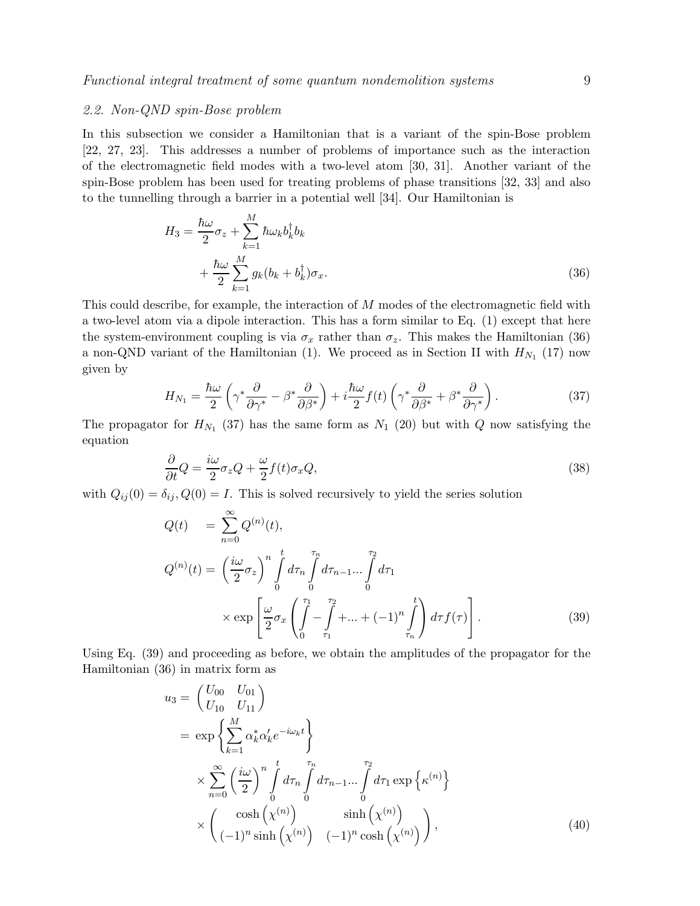### 2.2. Non-QND spin-Bose problem

In this subsection we consider a Hamiltonian that is a variant of the spin-Bose problem [22, 27, 23]. This addresses a number of problems of importance such as the interaction of the electromagnetic field modes with a two-level atom [30, 31]. Another variant of the spin-Bose problem has been used for treating problems of phase transitions [32, 33] and also to the tunnelling through a barrier in a potential well [34]. Our Hamiltonian is

$$
\begin{aligned}
H_3 = & \frac{\hbar\omega}{2}\sigma_z + \sum_{k=1}^{M}\hbar\omega_k b_k^\dagger b_k \\
& + \frac{\hbar\omega}{2}\sum_{k=1}^{M} g_k (b_k + b_k^\dagger)\sigma_x.
\end{aligned} \tag{36}
$$

This could describe, for example, the interaction of $M$ modes of the electromagnetic field with a two-level atom via a dipole interaction. This has a form similar to Eq. (1) except that here the system-environment coupling is via $\sigma_x$ rather than $\sigma_z$. This makes the Hamiltonian (36) a non-QND variant of the Hamiltonian (1). We proceed as in Section II with $H_{N_1}$ (17) now given by

$$
H_{N_1} = \frac{\hbar\omega}{2}\left(\gamma^*\frac{\partial}{\partial\gamma^*} - \beta^*\frac{\partial}{\partial\beta^*}\right) + i\frac{\hbar\omega}{2}f(t)\left(\gamma^*\frac{\partial}{\partial\beta^*} + \beta^*\frac{\partial}{\partial\gamma^*}\right). \tag{37}
$$

The propagator for $H_{N_1}$ (37) has the same form as $N_1$ (20) but with $Q$ now satisfying the equation

$$
\frac{\partial}{\partial t}Q = \frac{i\omega}{2}\sigma_z Q + \frac{\omega}{2}f(t)\sigma_x Q, \tag{38}
$$

with $Q_{ij}(0) = \delta_{ij}, Q(0) = I$. This is solved recursively to yield the series solution

$$
\begin{aligned}
Q(t) \quad &= \sum_{n=0}^{\infty} Q^{(n)}(t), \\
Q^{(n)}(t) &= \left(\frac{i\omega}{2}\sigma_z\right)^n \int_0^t d\tau_n \int_0^{\tau_n} d\tau_{n-1} ... \int_0^{\tau_2} d\tau_1 \\
&\quad \times \exp\left[\frac{\omega}{2}\sigma_x\left(\int_0^{\tau_1} - \int_{\tau_1}^{\tau_2} + ... + (-1)^n \int_{\tau_n}^{t}\right) d\tau f(\tau)\right].
\end{aligned} \tag{39}
$$

Using Eq. (39) and proceeding as before, we obtain the amplitudes of the propagator for the Hamiltonian (36) in matrix form as

$$
\begin{aligned}
u_3 = & \begin{pmatrix} U_{00} & U_{01} \\ U_{10} & U_{11} \end{pmatrix} \\
= & \exp\left\{\sum_{k=1}^{M} \alpha_k^* \alpha_k' e^{-i\omega_k t}\right\} \\
& \times \sum_{n=0}^{\infty} \left(\frac{i\omega}{2}\right)^n \int_0^t d\tau_n \int_0^{\tau_n} d\tau_{n-1} ... \int_0^{\tau_2} d\tau_1 \exp\left\{\kappa^{(n)}\right\} \\
& \times \begin{pmatrix} \cosh\left(\chi^{(n)}\right) & \sinh\left(\chi^{(n)}\right) \\ (-1)^n \sinh\left(\chi^{(n)}\right) & (-1)^n \cosh\left(\chi^{(n)}\right) \end{pmatrix},
\end{aligned} \tag{40}
$$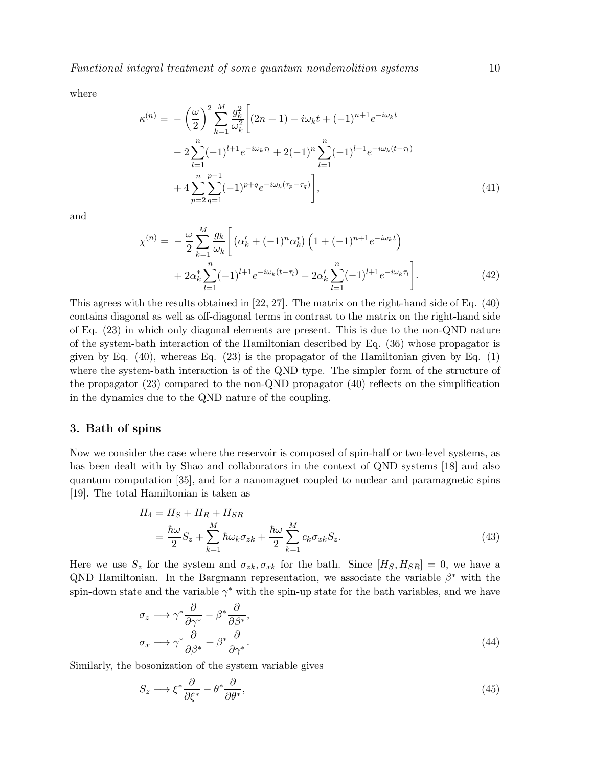where

$$
\begin{aligned}
\kappa^{(n)} = & -\left(\frac{\omega}{2}\right)^2 \sum_{k=1}^{M} \frac{g_k^2}{\omega_k^2} \Bigg[ (2n+1) - i\omega_k t + (-1)^{n+1} e^{-i\omega_k t} \\
& - 2\sum_{l=1}^{n} (-1)^{l+1} e^{-i\omega_k \tau_l} + 2(-1)^n \sum_{l=1}^{n} (-1)^{l+1} e^{-i\omega_k (t-\tau_l)} \\
& + 4 \sum_{p=2}^{n} \sum_{q=1}^{p-1} (-1)^{p+q} e^{-i\omega_k (\tau_p - \tau_q)} \Bigg],
\end{aligned}
\tag{41}
$$

and

$$
\begin{aligned}
\chi^{(n)} = & -\frac{\omega}{2} \sum_{k=1}^{M} \frac{g_k}{\omega_k} \Bigg[ \left(\alpha_k' + (-1)^n \alpha_k^*\right) \left(1 + (-1)^{n+1} e^{-i\omega_k t}\right) \\
& + 2\alpha_k^* \sum_{l=1}^{n} (-1)^{l+1} e^{-i\omega_k (t-\tau_l)} - 2\alpha_k' \sum_{l=1}^{n} (-1)^{l+1} e^{-i\omega_k \tau_l} \Bigg].
\end{aligned}
\tag{42}
$$

This agrees with the results obtained in [22, 27]. The matrix on the right-hand side of Eq. (40) contains diagonal as well as off-diagonal terms in contrast to the matrix on the right-hand side of Eq. (23) in which only diagonal elements are present. This is due to the non-QND nature of the system-bath interaction of the Hamiltonian described by Eq. (36) whose propagator is given by Eq. (40), whereas Eq. (23) is the propagator of the Hamiltonian given by Eq. (1) where the system-bath interaction is of the QND type. The simpler form of the structure of the propagator (23) compared to the non-QND propagator (40) reflects on the simplification in the dynamics due to the QND nature of the coupling.

## 3. Bath of spins

Now we consider the case where the reservoir is composed of spin-half or two-level systems, as has been dealt with by Shao and collaborators in the context of QND systems [18] and also quantum computation [35], and for a nanomagnet coupled to nuclear and paramagnetic spins [19]. The total Hamiltonian is taken as

$$
\begin{aligned}
H_4 &= H_S + H_R + H_{SR} \\
&= \frac{\hbar\omega}{2} S_z + \sum_{k=1}^{M} \hbar\omega_k \sigma_{zk} + \frac{\hbar\omega}{2} \sum_{k=1}^{M} c_k \sigma_{xk} S_z.
\end{aligned}
\tag{43}
$$

Here we use $S_z$ for the system and $\sigma_{zk}, \sigma_{xk}$ for the bath. Since $[H_S, H_{SR}] = 0$, we have a QND Hamiltonian. In the Bargmann representation, we associate the variable $\beta^*$ with the spin-down state and the variable $\gamma^*$ with the spin-up state for the bath variables, and we have

$$
\begin{aligned}
\sigma_z &\longrightarrow \gamma^* \frac{\partial}{\partial \gamma^*} - \beta^* \frac{\partial}{\partial \beta^*}, \\
\sigma_x &\longrightarrow \gamma^* \frac{\partial}{\partial \beta^*} + \beta^* \frac{\partial}{\partial \gamma^*}.
\end{aligned}
\tag{44}
$$

Similarly, the bosonization of the system variable gives

$$
S_z \longrightarrow \xi^* \frac{\partial}{\partial \xi^*} - \theta^* \frac{\partial}{\partial \theta^*},
\tag{45}
$$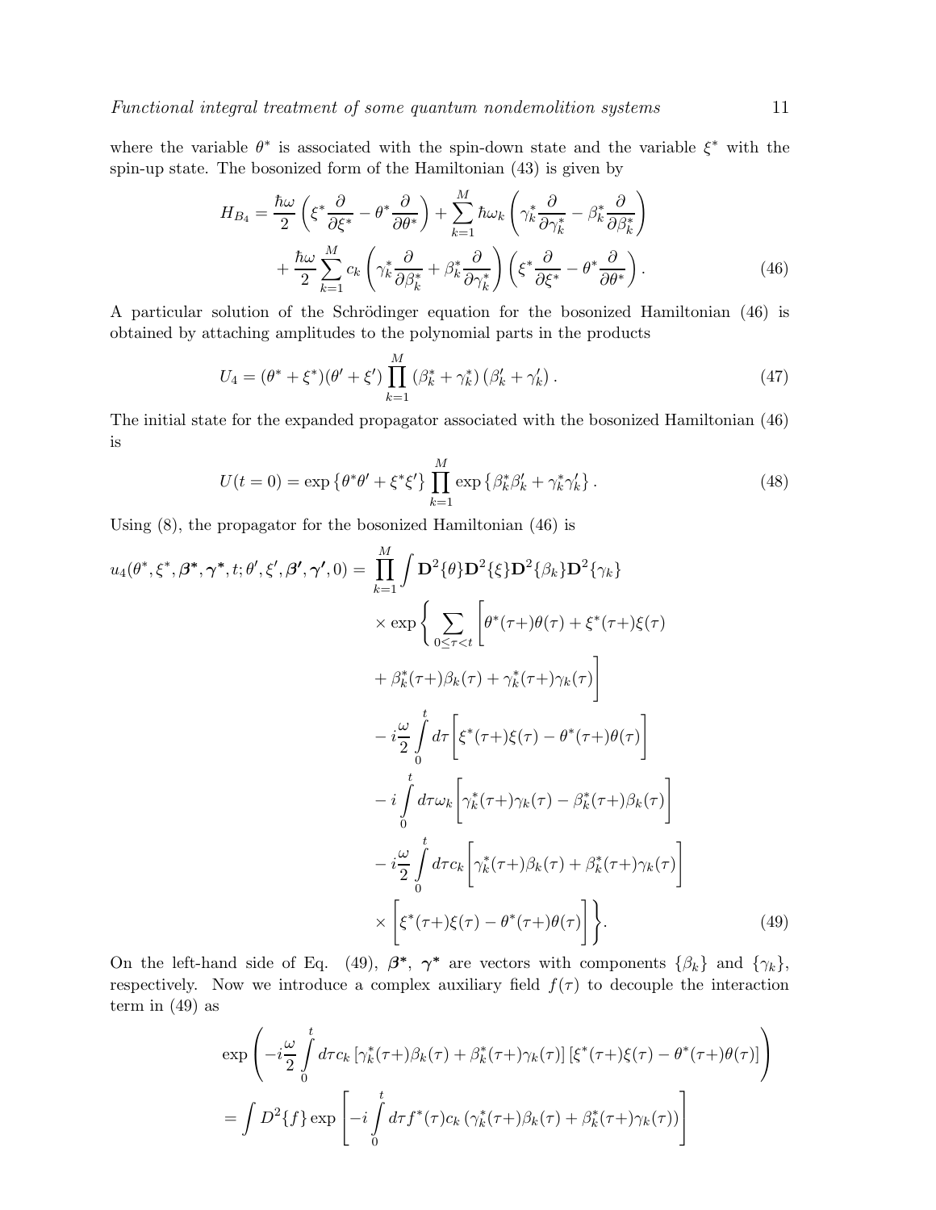where the variable $\theta^*$ is associated with the spin-down state and the variable $\xi^*$ with the spin-up state. The bosonized form of the Hamiltonian (43) is given by

$$
\begin{aligned}
H_{B_4} = \frac{\hbar\omega}{2}\left(\xi^*\frac{\partial}{\partial\xi^*} - \theta^*\frac{\partial}{\partial\theta^*}\right) + \sum_{k=1}^{M}\hbar\omega_k\left(\gamma_k^*\frac{\partial}{\partial\gamma_k^*} - \beta_k^*\frac{\partial}{\partial\beta_k^*}\right) \\
+ \frac{\hbar\omega}{2}\sum_{k=1}^{M}c_k\left(\gamma_k^*\frac{\partial}{\partial\beta_k^*} + \beta_k^*\frac{\partial}{\partial\gamma_k^*}\right)\left(\xi^*\frac{\partial}{\partial\xi^*} - \theta^*\frac{\partial}{\partial\theta^*}\right). \qquad (46)
\end{aligned}
$$

A particular solution of the Schrödinger equation for the bosonized Hamiltonian (46) is obtained by attaching amplitudes to the polynomial parts in the products

$$
U_4 = (\theta^* + \xi^*)(\theta' + \xi')\prod_{k=1}^{M}\left(\beta_k^* + \gamma_k^*\right)\left(\beta_k' + \gamma_k'\right). \qquad (47)
$$

The initial state for the expanded propagator associated with the bosonized Hamiltonian (46) is

$$
U(t=0) = \exp\left\{\theta^*\theta' + \xi^*\xi'\right\}\prod_{k=1}^{M}\exp\left\{\beta_k^*\beta_k' + \gamma_k^*\gamma_k'\right\}. \qquad (48)
$$

Using (8), the propagator for the bosonized Hamiltonian (46) is

$$
\begin{aligned}
u_4(\theta^*, \xi^*, \boldsymbol{\beta^*}, \boldsymbol{\gamma^*}, t; \theta', \xi', \boldsymbol{\beta'}, \boldsymbol{\gamma'}, 0) = \prod_{k=1}^{M}\int \mathbf{D}^2\{\theta\}\mathbf{D}^2\{\xi\}\mathbf{D}^2\{\beta_k\}\mathbf{D}^2\{\gamma_k\} \\
\times \exp\Bigg\{\sum_{0\leq\tau<t}\Big[\theta^*(\tau+)\theta(\tau) + \xi^*(\tau+)\xi(\tau) \\
+ \beta_k^*(\tau+)\beta_k(\tau) + \gamma_k^*(\tau+)\gamma_k(\tau)\Big] \\
- i\frac{\omega}{2}\int_0^t d\tau\Big[\xi^*(\tau+)\xi(\tau) - \theta^*(\tau+)\theta(\tau)\Big] \\
- i\int_0^t d\tau\omega_k\Big[\gamma_k^*(\tau+)\gamma_k(\tau) - \beta_k^*(\tau+)\beta_k(\tau)\Big] \\
- i\frac{\omega}{2}\int_0^t d\tau c_k\Big[\gamma_k^*(\tau+)\beta_k(\tau) + \beta_k^*(\tau+)\gamma_k(\tau)\Big] \\
\times\Big[\xi^*(\tau+)\xi(\tau) - \theta^*(\tau+)\theta(\tau)\Big]\Bigg\}. \qquad (49)
\end{aligned}
$$

On the left-hand side of Eq. (49), $\boldsymbol{\beta^*}$, $\boldsymbol{\gamma^*}$ are vectors with components $\{\beta_k\}$ and $\{\gamma_k\}$, respectively. Now we introduce a complex auxiliary field $f(\tau)$ to decouple the interaction term in (49) as

$$
\begin{aligned}
\exp\left(-i\frac{\omega}{2}\int_0^t d\tau c_k\left[\gamma_k^*(\tau+)\beta_k(\tau) + \beta_k^*(\tau+)\gamma_k(\tau)\right]\left[\xi^*(\tau+)\xi(\tau) - \theta^*(\tau+)\theta(\tau)\right]\right) \\
= \int D^2\{f\}\exp\left[-i\int_0^t d\tau f^*(\tau)c_k\left(\gamma_k^*(\tau+)\beta_k(\tau) + \beta_k^*(\tau+)\gamma_k(\tau)\right)\right]
\end{aligned}
$$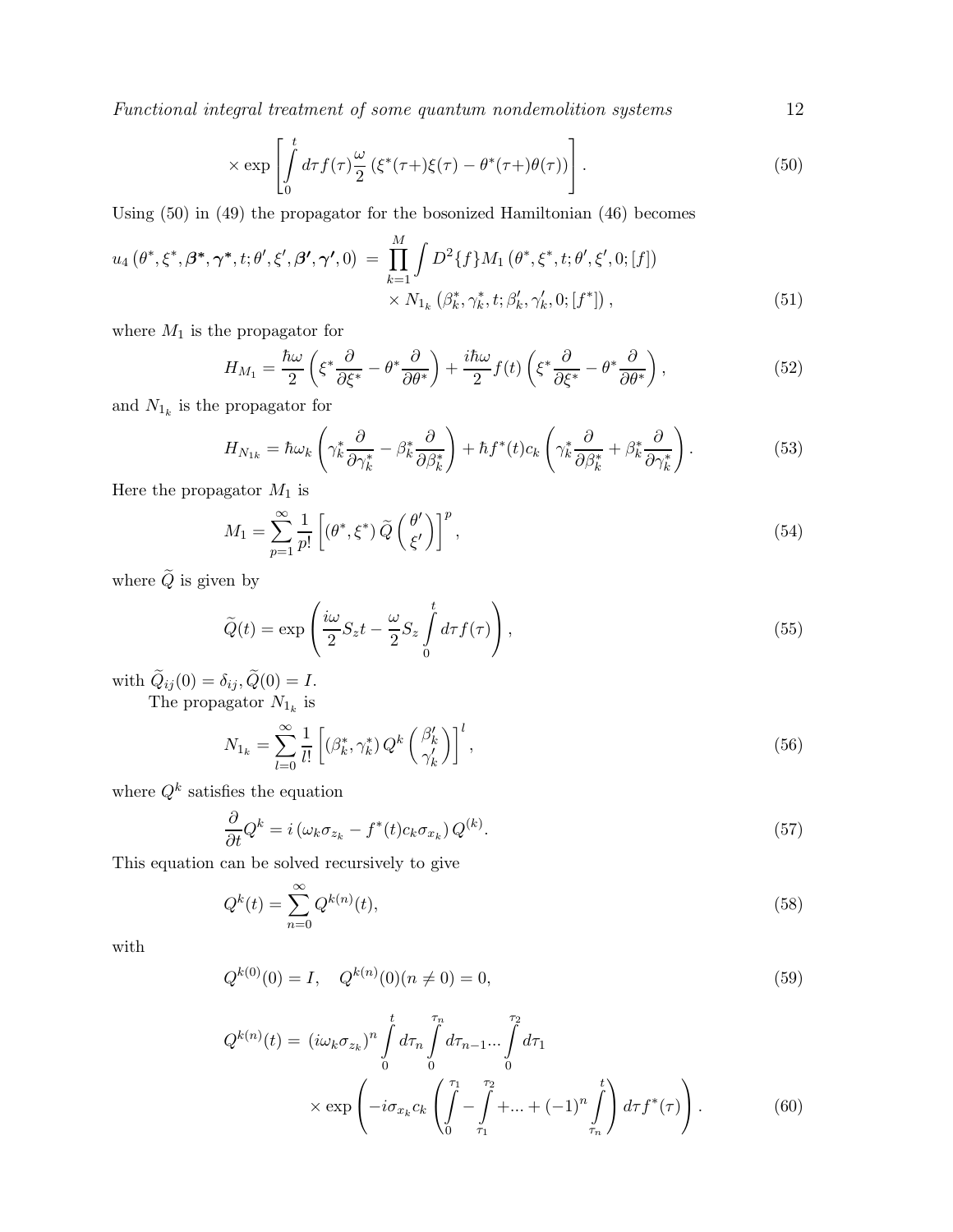$$
\times \exp\left[\int_0^t d\tau f(\tau)\frac{\omega}{2}\left(\xi^*(\tau+)\xi(\tau)-\theta^*(\tau+)\theta(\tau)\right)\right]. \tag{50}
$$

Using (50) in (49) the propagator for the bosonized Hamiltonian (46) becomes

$$
\begin{aligned}
u_4\left(\theta^*,\xi^*,\boldsymbol{\beta^*},\boldsymbol{\gamma^*},t;\theta',\xi',\boldsymbol{\beta'},\boldsymbol{\gamma'},0\right) \;=\; &\prod_{k=1}^{M}\int D^2\{f\}M_1\left(\theta^*,\xi^*,t;\theta',\xi',0;[f]\right)\\
&\times N_{1_k}\left(\beta_k^*,\gamma_k^*,t;\beta_k',\gamma_k',0;[f^*]\right),
\end{aligned} \tag{51}
$$

where $M_1$ is the propagator for

$$
H_{M_1}=\frac{\hbar\omega}{2}\left(\xi^*\frac{\partial}{\partial\xi^*}-\theta^*\frac{\partial}{\partial\theta^*}\right)+\frac{i\hbar\omega}{2}f(t)\left(\xi^*\frac{\partial}{\partial\xi^*}-\theta^*\frac{\partial}{\partial\theta^*}\right), \tag{52}
$$

and $N_{1_k}$ is the propagator for

$$
H_{N_{1k}}=\hbar\omega_k\left(\gamma_k^*\frac{\partial}{\partial\gamma_k^*}-\beta_k^*\frac{\partial}{\partial\beta_k^*}\right)+\hbar f^*(t)c_k\left(\gamma_k^*\frac{\partial}{\partial\beta_k^*}+\beta_k^*\frac{\partial}{\partial\gamma_k^*}\right). \tag{53}
$$

Here the propagator $M_1$ is

$$
M_1=\sum_{p=1}^{\infty}\frac{1}{p!}\left[\left(\theta^*,\xi^*\right)\widetilde{Q}\begin{pmatrix}\theta'\\ \xi'\end{pmatrix}\right]^p, \tag{54}
$$

where $\widetilde{Q}$ is given by

$$
\widetilde{Q}(t)=\exp\left(\frac{i\omega}{2}S_z t-\frac{\omega}{2}S_z\int_0^t d\tau f(\tau)\right), \tag{55}
$$

with $\widetilde{Q}_{ij}(0)=\delta_{ij},\widetilde{Q}(0)=I$.

The propagator $N_{1_k}$ is

$$
N_{1_k}=\sum_{l=0}^{\infty}\frac{1}{l!}\left[\left(\beta_k^*,\gamma_k^*\right)Q^k\begin{pmatrix}\beta_k'\\ \gamma_k'\end{pmatrix}\right]^l, \tag{56}
$$

where $Q^k$ satisfies the equation

$$
\frac{\partial}{\partial t}Q^k=i\left(\omega_k\sigma_{z_k}-f^*(t)c_k\sigma_{x_k}\right)Q^{(k)}. \tag{57}
$$

This equation can be solved recursively to give

$$
Q^k(t)=\sum_{n=0}^{\infty}Q^{k(n)}(t), \tag{58}
$$

with

$$
Q^{k(0)}(0)=I,\quad Q^{k(n)}(0)(n\neq 0)=0, \tag{59}
$$

$$
\begin{aligned}
Q^{k(n)}(t) \;=\; &\left(i\omega_k\sigma_{z_k}\right)^n\int_0^t d\tau_n\int_0^{\tau_n}d\tau_{n-1}...\int_0^{\tau_2}d\tau_1\\
&\times\exp\left(-i\sigma_{x_k}c_k\left(\int_0^{\tau_1}-\int_{\tau_1}^{\tau_2}+...+(-1)^n\int_{\tau_n}^{t}\right)d\tau f^*(\tau)\right).
\end{aligned} \tag{60}
$$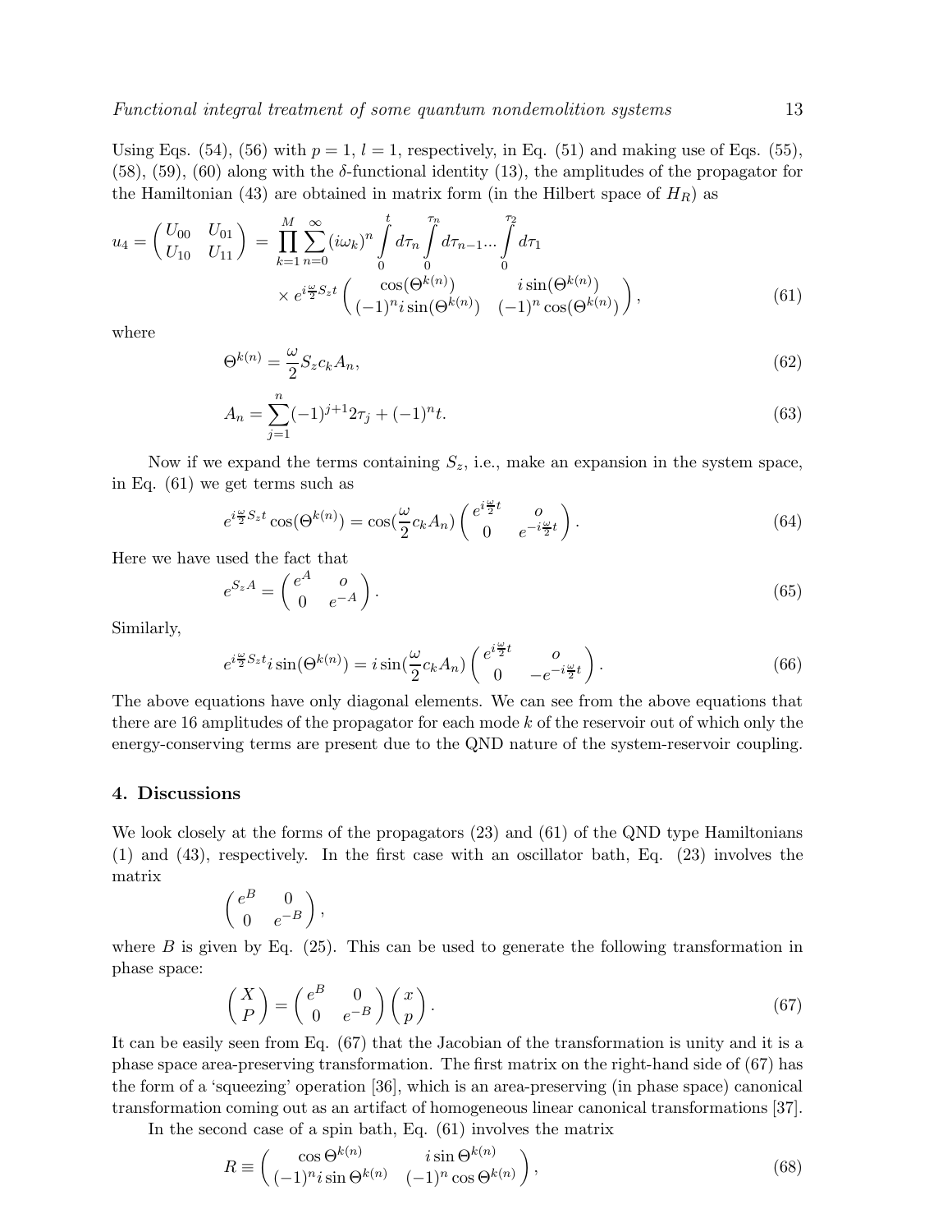Using Eqs. (54), (56) with $p = 1$, $l = 1$, respectively, in Eq. (51) and making use of Eqs. (55), (58), (59), (60) along with the $\delta$-functional identity (13), the amplitudes of the propagator for the Hamiltonian (43) are obtained in matrix form (in the Hilbert space of $H_R$) as

$$u_4 = \begin{pmatrix} U_{00} & U_{01} \\ U_{10} & U_{11} \end{pmatrix} = \prod_{k=1}^{M} \sum_{n=0}^{\infty} (i\omega_k)^n \int_0^t d\tau_n \int_0^{\tau_n} d\tau_{n-1} ... \int_0^{\tau_2} d\tau_1 \\ \times e^{i\frac{\omega}{2}S_z t} \begin{pmatrix} \cos(\Theta^{k(n)}) & i\sin(\Theta^{k(n)}) \\ (-1)^n i\sin(\Theta^{k(n)}) & (-1)^n \cos(\Theta^{k(n)}) \end{pmatrix}, \tag{61}$$

where

$$\Theta^{k(n)} = \frac{\omega}{2} S_z c_k A_n, \tag{62}$$

$$A_n = \sum_{j=1}^{n} (-1)^{j+1} 2\tau_j + (-1)^n t. \tag{63}$$

Now if we expand the terms containing $S_z$, i.e., make an expansion in the system space, in Eq. (61) we get terms such as

$$e^{i\frac{\omega}{2}S_z t} \cos(\Theta^{k(n)}) = \cos(\frac{\omega}{2} c_k A_n) \begin{pmatrix} e^{i\frac{\omega}{2}t} & o \\ 0 & e^{-i\frac{\omega}{2}t} \end{pmatrix}. \tag{64}$$

Here we have used the fact that

$$e^{S_z A} = \begin{pmatrix} e^{A} & o \\ 0 & e^{-A} \end{pmatrix}. \tag{65}$$

Similarly,

$$e^{i\frac{\omega}{2}S_z t} i\sin(\Theta^{k(n)}) = i\sin(\frac{\omega}{2} c_k A_n) \begin{pmatrix} e^{i\frac{\omega}{2}t} & o \\ 0 & -e^{-i\frac{\omega}{2}t} \end{pmatrix}. \tag{66}$$

The above equations have only diagonal elements. We can see from the above equations that there are 16 amplitudes of the propagator for each mode $k$ of the reservoir out of which only the energy-conserving terms are present due to the QND nature of the system-reservoir coupling.

## 4. Discussions

We look closely at the forms of the propagators (23) and (61) of the QND type Hamiltonians (1) and (43), respectively. In the first case with an oscillator bath, Eq. (23) involves the matrix

$$\begin{pmatrix} e^{B} & 0 \\ 0 & e^{-B} \end{pmatrix},$$

where $B$ is given by Eq. (25). This can be used to generate the following transformation in phase space:

$$\begin{pmatrix} X \\ P \end{pmatrix} = \begin{pmatrix} e^{B} & 0 \\ 0 & e^{-B} \end{pmatrix} \begin{pmatrix} x \\ p \end{pmatrix}. \tag{67}$$

It can be easily seen from Eq. (67) that the Jacobian of the transformation is unity and it is a phase space area-preserving transformation. The first matrix on the right-hand side of (67) has the form of a 'squeezing' operation [36], which is an area-preserving (in phase space) canonical transformation coming out as an artifact of homogeneous linear canonical transformations [37].

In the second case of a spin bath, Eq. (61) involves the matrix

$$R \equiv \begin{pmatrix} \cos\Theta^{k(n)} & i\sin\Theta^{k(n)} \\ (-1)^n i\sin\Theta^{k(n)} & (-1)^n \cos\Theta^{k(n)} \end{pmatrix}, \tag{68}$$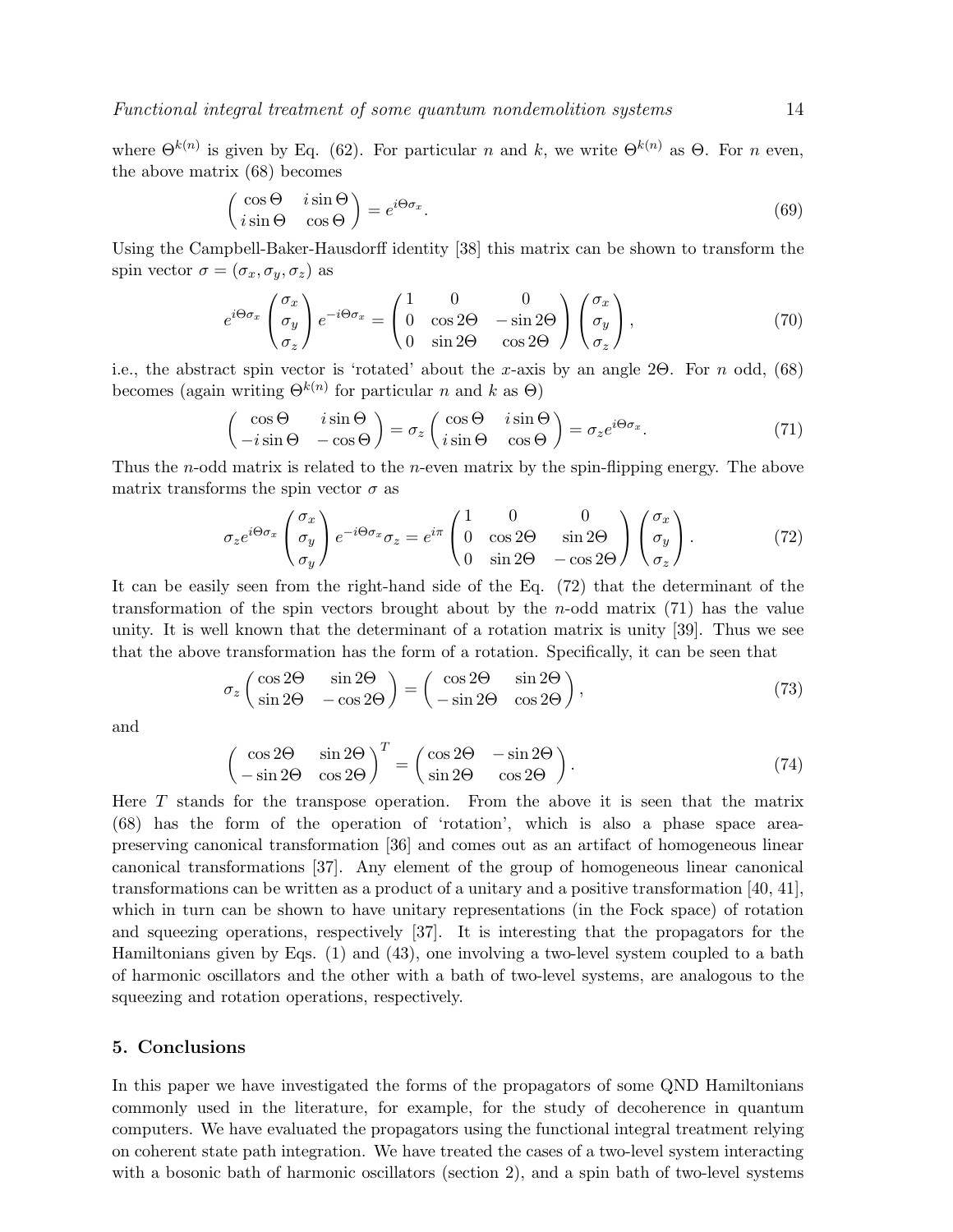where $\Theta^{k(n)}$ is given by Eq. (62). For particular $n$ and $k$, we write $\Theta^{k(n)}$ as $\Theta$. For $n$ even, the above matrix (68) becomes

$$\begin{pmatrix} \cos\Theta & i\sin\Theta \\ i\sin\Theta & \cos\Theta \end{pmatrix} = e^{i\Theta\sigma_x}. \tag{69}$$

Using the Campbell-Baker-Hausdorff identity [38] this matrix can be shown to transform the spin vector $\sigma = (\sigma_x, \sigma_y, \sigma_z)$ as

$$e^{i\Theta\sigma_x} \begin{pmatrix} \sigma_x \\ \sigma_y \\ \sigma_z \end{pmatrix} e^{-i\Theta\sigma_x} = \begin{pmatrix} 1 & 0 & 0 \\ 0 & \cos 2\Theta & -\sin 2\Theta \\ 0 & \sin 2\Theta & \cos 2\Theta \end{pmatrix} \begin{pmatrix} \sigma_x \\ \sigma_y \\ \sigma_z \end{pmatrix}, \tag{70}$$

i.e., the abstract spin vector is 'rotated' about the $x$-axis by an angle $2\Theta$. For $n$ odd, (68) becomes (again writing $\Theta^{k(n)}$ for particular $n$ and $k$ as $\Theta$)

$$\begin{pmatrix} \cos\Theta & i\sin\Theta \\ -i\sin\Theta & -\cos\Theta \end{pmatrix} = \sigma_z \begin{pmatrix} \cos\Theta & i\sin\Theta \\ i\sin\Theta & \cos\Theta \end{pmatrix} = \sigma_z e^{i\Theta\sigma_x}. \tag{71}$$

Thus the $n$-odd matrix is related to the $n$-even matrix by the spin-flipping energy. The above matrix transforms the spin vector $\sigma$ as

$$\sigma_z e^{i\Theta\sigma_x} \begin{pmatrix} \sigma_x \\ \sigma_y \\ \sigma_y \end{pmatrix} e^{-i\Theta\sigma_x}\sigma_z = e^{i\pi} \begin{pmatrix} 1 & 0 & 0 \\ 0 & \cos 2\Theta & \sin 2\Theta \\ 0 & \sin 2\Theta & -\cos 2\Theta \end{pmatrix} \begin{pmatrix} \sigma_x \\ \sigma_y \\ \sigma_z \end{pmatrix}. \tag{72}$$

It can be easily seen from the right-hand side of the Eq. (72) that the determinant of the transformation of the spin vectors brought about by the $n$-odd matrix (71) has the value unity. It is well known that the determinant of a rotation matrix is unity [39]. Thus we see that the above transformation has the form of a rotation. Specifically, it can be seen that

$$\sigma_z \begin{pmatrix} \cos 2\Theta & \sin 2\Theta \\ \sin 2\Theta & -\cos 2\Theta \end{pmatrix} = \begin{pmatrix} \cos 2\Theta & \sin 2\Theta \\ -\sin 2\Theta & \cos 2\Theta \end{pmatrix}, \tag{73}$$

and

$$\begin{pmatrix} \cos 2\Theta & \sin 2\Theta \\ -\sin 2\Theta & \cos 2\Theta \end{pmatrix}^T = \begin{pmatrix} \cos 2\Theta & -\sin 2\Theta \\ \sin 2\Theta & \cos 2\Theta \end{pmatrix}. \tag{74}$$

Here $T$ stands for the transpose operation. From the above it is seen that the matrix (68) has the form of the operation of 'rotation', which is also a phase space area-preserving canonical transformation [36] and comes out as an artifact of homogeneous linear canonical transformations [37]. Any element of the group of homogeneous linear canonical transformations can be written as a product of a unitary and a positive transformation [40, 41], which in turn can be shown to have unitary representations (in the Fock space) of rotation and squeezing operations, respectively [37]. It is interesting that the propagators for the Hamiltonians given by Eqs. (1) and (43), one involving a two-level system coupled to a bath of harmonic oscillators and the other with a bath of two-level systems, are analogous to the squeezing and rotation operations, respectively.

## 5. Conclusions

In this paper we have investigated the forms of the propagators of some QND Hamiltonians commonly used in the literature, for example, for the study of decoherence in quantum computers. We have evaluated the propagators using the functional integral treatment relying on coherent state path integration. We have treated the cases of a two-level system interacting with a bosonic bath of harmonic oscillators (section 2), and a spin bath of two-level systems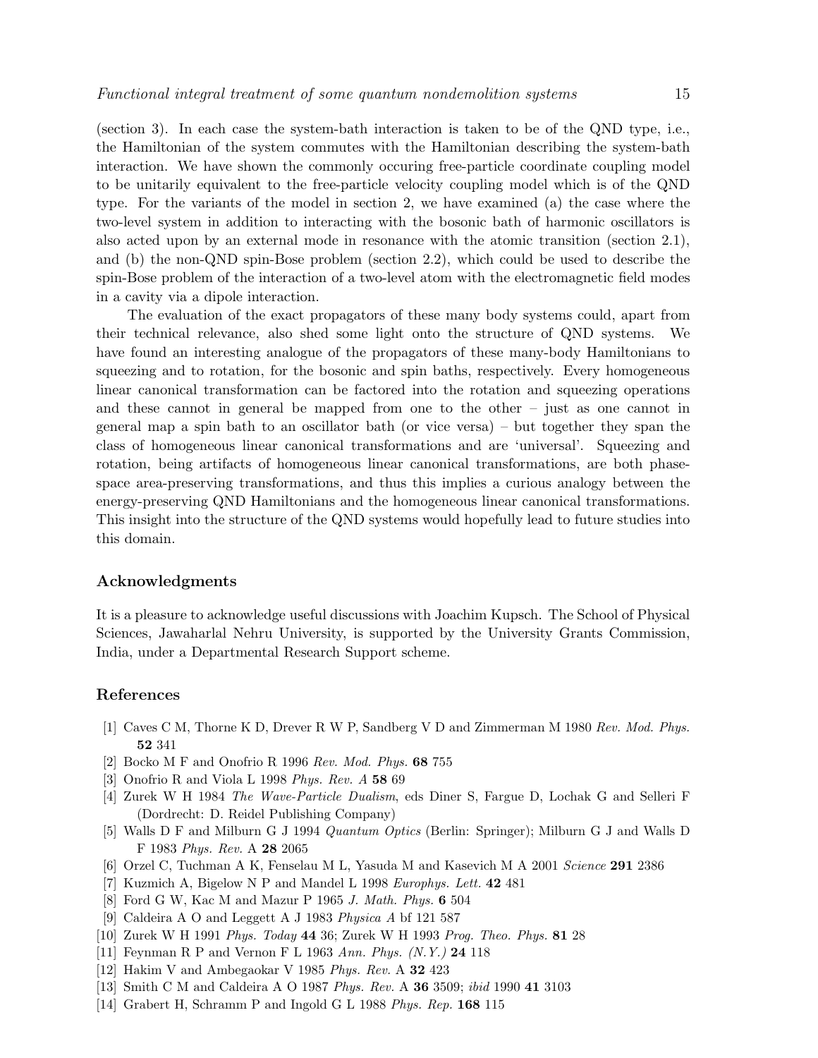(section 3). In each case the system-bath interaction is taken to be of the QND type, i.e., the Hamiltonian of the system commutes with the Hamiltonian describing the system-bath interaction. We have shown the commonly occuring free-particle coordinate coupling model to be unitarily equivalent to the free-particle velocity coupling model which is of the QND type. For the variants of the model in section 2, we have examined (a) the case where the two-level system in addition to interacting with the bosonic bath of harmonic oscillators is also acted upon by an external mode in resonance with the atomic transition (section 2.1), and (b) the non-QND spin-Bose problem (section 2.2), which could be used to describe the spin-Bose problem of the interaction of a two-level atom with the electromagnetic field modes in a cavity via a dipole interaction.

The evaluation of the exact propagators of these many body systems could, apart from their technical relevance, also shed some light onto the structure of QND systems. We have found an interesting analogue of the propagators of these many-body Hamiltonians to squeezing and to rotation, for the bosonic and spin baths, respectively. Every homogeneous linear canonical transformation can be factored into the rotation and squeezing operations and these cannot in general be mapped from one to the other – just as one cannot in general map a spin bath to an oscillator bath (or vice versa) – but together they span the class of homogeneous linear canonical transformations and are 'universal'. Squeezing and rotation, being artifacts of homogeneous linear canonical transformations, are both phase-space area-preserving transformations, and thus this implies a curious analogy between the energy-preserving QND Hamiltonians and the homogeneous linear canonical transformations. This insight into the structure of the QND systems would hopefully lead to future studies into this domain.

## Acknowledgments

It is a pleasure to acknowledge useful discussions with Joachim Kupsch. The School of Physical Sciences, Jawaharlal Nehru University, is supported by the University Grants Commission, India, under a Departmental Research Support scheme.

## References

[1] Caves C M, Thorne K D, Drever R W P, Sandberg V D and Zimmerman M 1980 *Rev. Mod. Phys.* **52** 341

[2] Bocko M F and Onofrio R 1996 *Rev. Mod. Phys.* **68** 755

[3] Onofrio R and Viola L 1998 *Phys. Rev. A* **58** 69

[4] Zurek W H 1984 *The Wave-Particle Dualism*, eds Diner S, Fargue D, Lochak G and Selleri F (Dordrecht: D. Reidel Publishing Company)

[5] Walls D F and Milburn G J 1994 *Quantum Optics* (Berlin: Springer); Milburn G J and Walls D F 1983 *Phys. Rev.* A **28** 2065

[6] Orzel C, Tuchman A K, Fenselau M L, Yasuda M and Kasevich M A 2001 *Science* **291** 2386

[7] Kuzmich A, Bigelow N P and Mandel L 1998 *Europhys. Lett.* **42** 481

[8] Ford G W, Kac M and Mazur P 1965 *J. Math. Phys.* **6** 504

[9] Caldeira A O and Leggett A J 1983 *Physica A* bf 121 587

[10] Zurek W H 1991 *Phys. Today* **44** 36; Zurek W H 1993 *Prog. Theo. Phys.* **81** 28

[11] Feynman R P and Vernon F L 1963 *Ann. Phys. (N.Y.)* **24** 118

[12] Hakim V and Ambegaokar V 1985 *Phys. Rev.* A **32** 423

[13] Smith C M and Caldeira A O 1987 *Phys. Rev.* A **36** 3509; *ibid* 1990 **41** 3103

[14] Grabert H, Schramm P and Ingold G L 1988 *Phys. Rep.* **168** 115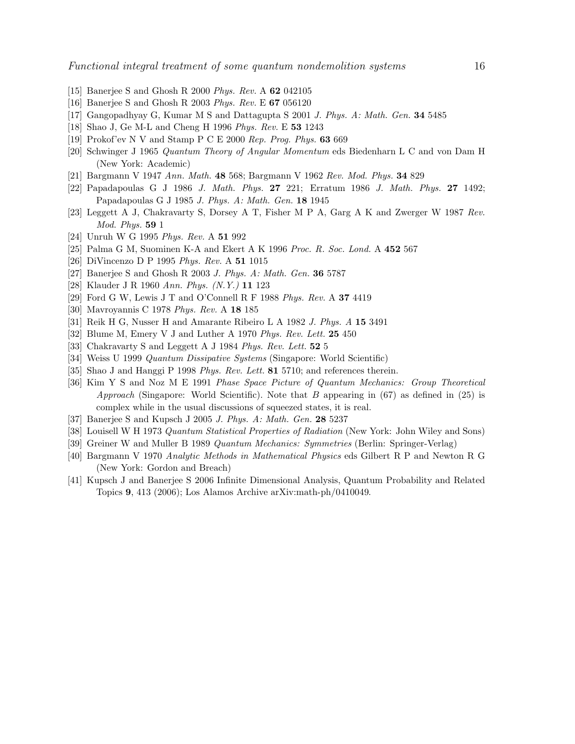[15] Banerjee S and Ghosh R 2000 *Phys. Rev.* A **62** 042105

[16] Banerjee S and Ghosh R 2003 *Phys. Rev.* E **67** 056120

[17] Gangopadhyay G, Kumar M S and Dattagupta S 2001 *J. Phys. A: Math. Gen.* **34** 5485

[18] Shao J, Ge M-L and Cheng H 1996 *Phys. Rev.* E **53** 1243

[19] Prokof'ev N V and Stamp P C E 2000 *Rep. Prog. Phys.* **63** 669

[20] Schwinger J 1965 *Quantum Theory of Angular Momentum* eds Biedenharn L C and von Dam H (New York: Academic)

[21] Bargmann V 1947 *Ann. Math.* **48** 568; Bargmann V 1962 *Rev. Mod. Phys.* **34** 829

[22] Papadapoulas G J 1986 *J. Math. Phys.* **27** 221; Erratum 1986 *J. Math. Phys.* **27** 1492; Papadapoulas G J 1985 *J. Phys. A: Math. Gen.* **18** 1945

[23] Leggett A J, Chakravarty S, Dorsey A T, Fisher M P A, Garg A K and Zwerger W 1987 *Rev. Mod. Phys.* **59** 1

[24] Unruh W G 1995 *Phys. Rev.* A **51** 992

[25] Palma G M, Suominen K-A and Ekert A K 1996 *Proc. R. Soc. Lond.* A **452** 567

[26] DiVincenzo D P 1995 *Phys. Rev.* A **51** 1015

[27] Banerjee S and Ghosh R 2003 *J. Phys. A: Math. Gen.* **36** 5787

[28] Klauder J R 1960 *Ann. Phys. (N.Y.)* **11** 123

[29] Ford G W, Lewis J T and O'Connell R F 1988 *Phys. Rev.* A **37** 4419

[30] Mavroyannis C 1978 *Phys. Rev.* A **18** 185

[31] Reik H G, Nusser H and Amarante Ribeiro L A 1982 *J. Phys. A* **15** 3491

[32] Blume M, Emery V J and Luther A 1970 *Phys. Rev. Lett.* **25** 450

[33] Chakravarty S and Leggett A J 1984 *Phys. Rev. Lett.* **52** 5

[34] Weiss U 1999 *Quantum Dissipative Systems* (Singapore: World Scientific)

[35] Shao J and Hanggi P 1998 *Phys. Rev. Lett.* **81** 5710; and references therein.

[36] Kim Y S and Noz M E 1991 *Phase Space Picture of Quantum Mechanics: Group Theoretical Approach* (Singapore: World Scientific). Note that $B$ appearing in (67) as defined in (25) is complex while in the usual discussions of squeezed states, it is real.

[37] Banerjee S and Kupsch J 2005 *J. Phys. A: Math. Gen.* **28** 5237

[38] Louisell W H 1973 *Quantum Statistical Properties of Radiation* (New York: John Wiley and Sons)

[39] Greiner W and Muller B 1989 *Quantum Mechanics: Symmetries* (Berlin: Springer-Verlag)

[40] Bargmann V 1970 *Analytic Methods in Mathematical Physics* eds Gilbert R P and Newton R G (New York: Gordon and Breach)

[41] Kupsch J and Banerjee S 2006 Infinite Dimensional Analysis, Quantum Probability and Related Topics **9**, 413 (2006); Los Alamos Archive arXiv:math-ph/0410049.